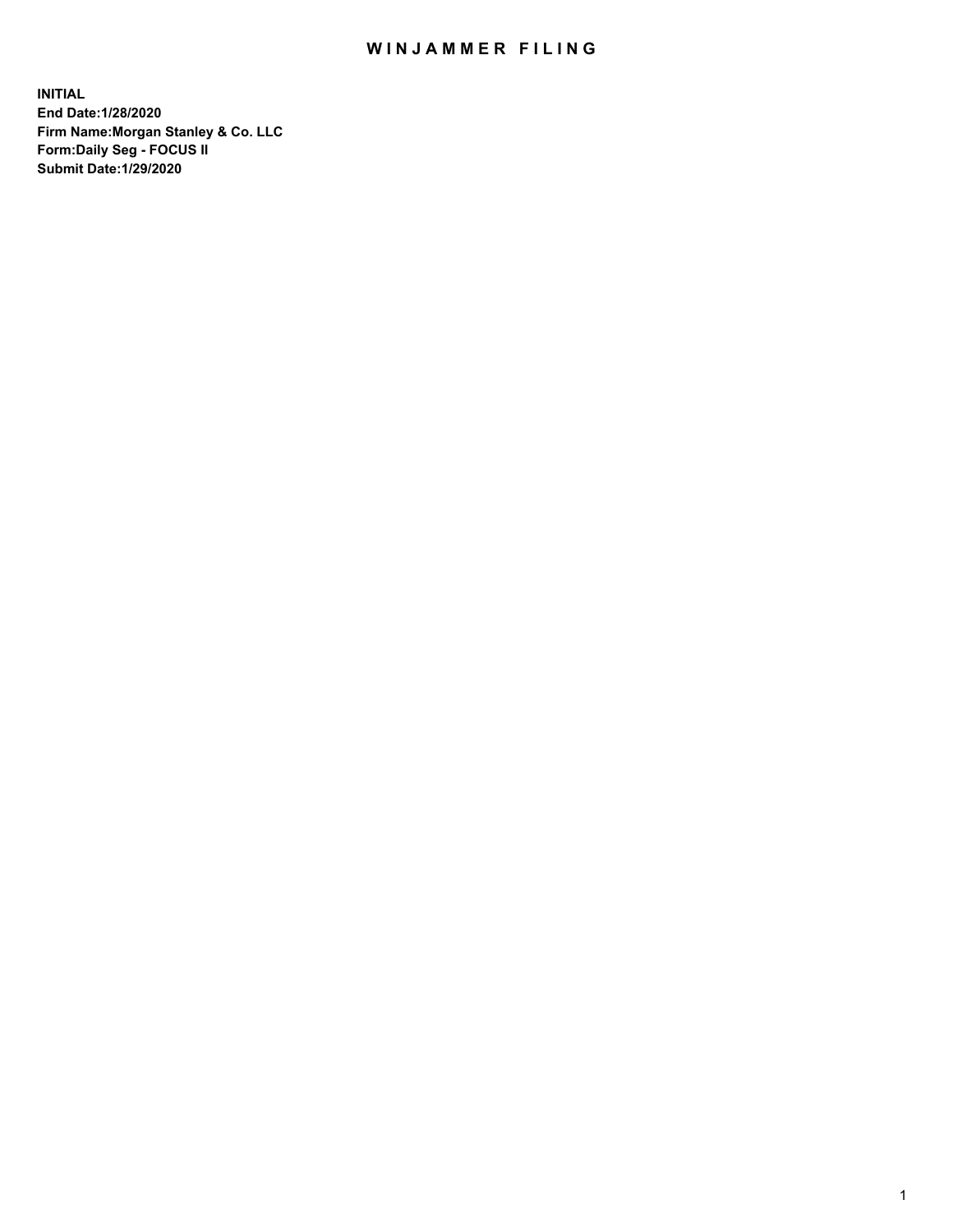# WINJAMMER FILING

**INITIAL**
**End Date:1/28/2020**
**Firm Name:Morgan Stanley & Co. LLC**
**Form:Daily Seg - FOCUS II**
**Submit Date:1/29/2020**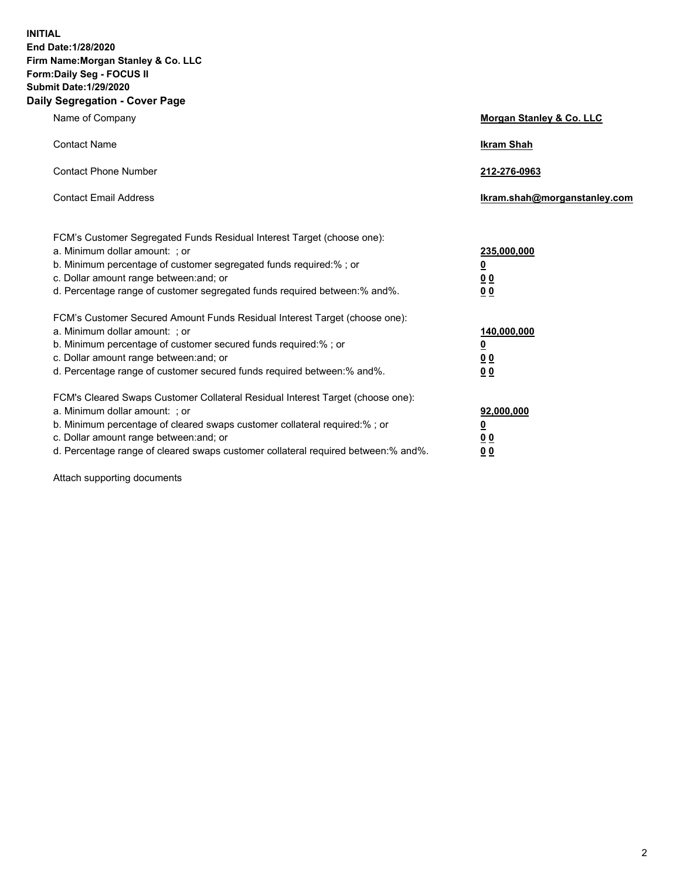**INITIAL**
**End Date:1/28/2020**
**Firm Name:Morgan Stanley & Co. LLC**
**Form:Daily Seg - FOCUS II**
**Submit Date:1/29/2020**

## Daily Segregation - Cover Page

| | |
|---|---|
| Name of Company | **Morgan Stanley & Co. LLC** |
| Contact Name | **Ikram Shah** |
| Contact Phone Number | **212-276-0963** |
| Contact Email Address | **Ikram.shah@morganstanley.com** |

FCM's Customer Segregated Funds Residual Interest Target (choose one):

| | |
|---|---|
| a. Minimum dollar amount: ; or | **235,000,000** |
| b. Minimum percentage of customer segregated funds required:% ; or | **0** |
| c. Dollar amount range between:and; or | **0 0** |
| d. Percentage range of customer segregated funds required between:% and%. | **0 0** |

FCM's Customer Secured Amount Funds Residual Interest Target (choose one):

| | |
|---|---|
| a. Minimum dollar amount: ; or | **140,000,000** |
| b. Minimum percentage of customer secured funds required:% ; or | **0** |
| c. Dollar amount range between:and; or | **0 0** |
| d. Percentage range of customer secured funds required between:% and%. | **0 0** |

FCM's Cleared Swaps Customer Collateral Residual Interest Target (choose one):

| | |
|---|---|
| a. Minimum dollar amount: ; or | **92,000,000** |
| b. Minimum percentage of cleared swaps customer collateral required:% ; or | **0** |
| c. Dollar amount range between:and; or | **0 0** |
| d. Percentage range of cleared swaps customer collateral required between:% and%. | **0 0** |

Attach supporting documents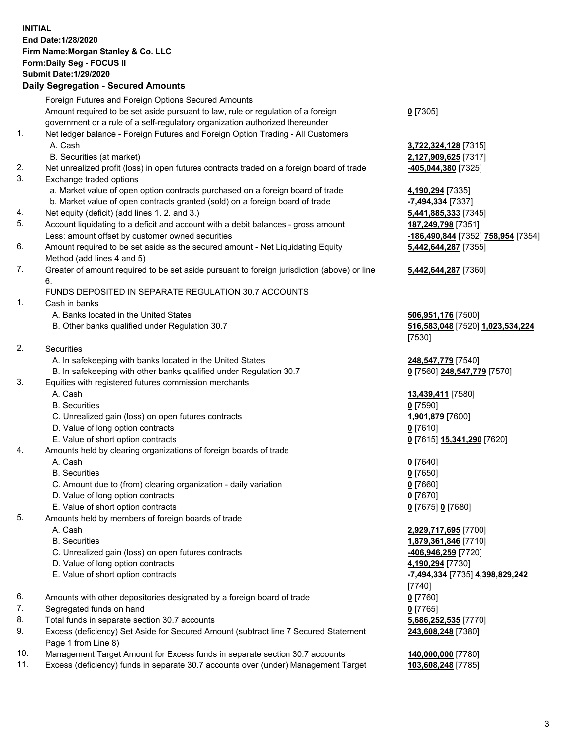**INITIAL**
**End Date:1/28/2020**
**Firm Name:Morgan Stanley & Co. LLC**
**Form:Daily Seg - FOCUS II**
**Submit Date:1/29/2020**

**Daily Segregation - Secured Amounts**

| | | |
|---|---|---|
| | Foreign Futures and Foreign Options Secured Amounts | |
| | Amount required to be set aside pursuant to law, rule or regulation of a foreign government or a rule of a self-regulatory organization authorized thereunder | **0** [7305] |
| 1. | Net ledger balance - Foreign Futures and Foreign Option Trading - All Customers | |
| | A. Cash | **3,722,324,128** [7315] |
| | B. Securities (at market) | **2,127,909,625** [7317] |
| 2. | Net unrealized profit (loss) in open futures contracts traded on a foreign board of trade | **-405,044,380** [7325] |
| 3. | Exchange traded options | |
| | a. Market value of open option contracts purchased on a foreign board of trade | **4,190,294** [7335] |
| | b. Market value of open contracts granted (sold) on a foreign board of trade | **-7,494,334** [7337] |
| 4. | Net equity (deficit) (add lines 1. 2. and 3.) | **5,441,885,333** [7345] |
| 5. | Account liquidating to a deficit and account with a debit balances - gross amount | **187,249,798** [7351] |
| | Less: amount offset by customer owned securities | **-186,490,844** [7352] **758,954** [7354] |
| 6. | Amount required to be set aside as the secured amount - Net Liquidating Equity Method (add lines 4 and 5) | **5,442,644,287** [7355] |
| 7. | Greater of amount required to be set aside pursuant to foreign jurisdiction (above) or line 6. | **5,442,644,287** [7360] |
| | FUNDS DEPOSITED IN SEPARATE REGULATION 30.7 ACCOUNTS | |
| 1. | Cash in banks | |
| | A. Banks located in the United States | **506,951,176** [7500] |
| | B. Other banks qualified under Regulation 30.7 | **516,583,048** [7520] **1,023,534,224** [7530] |
| 2. | Securities | |
| | A. In safekeeping with banks located in the United States | **248,547,779** [7540] |
| | B. In safekeeping with other banks qualified under Regulation 30.7 | **0** [7560] **248,547,779** [7570] |
| 3. | Equities with registered futures commission merchants | |
| | A. Cash | **13,439,411** [7580] |
| | B. Securities | **0** [7590] |
| | C. Unrealized gain (loss) on open futures contracts | **1,901,879** [7600] |
| | D. Value of long option contracts | **0** [7610] |
| | E. Value of short option contracts | **0** [7615] **15,341,290** [7620] |
| 4. | Amounts held by clearing organizations of foreign boards of trade | |
| | A. Cash | **0** [7640] |
| | B. Securities | **0** [7650] |
| | C. Amount due to (from) clearing organization - daily variation | **0** [7660] |
| | D. Value of long option contracts | **0** [7670] |
| | E. Value of short option contracts | **0** [7675] **0** [7680] |
| 5. | Amounts held by members of foreign boards of trade | |
| | A. Cash | **2,929,717,695** [7700] |
| | B. Securities | **1,879,361,846** [7710] |
| | C. Unrealized gain (loss) on open futures contracts | **-406,946,259** [7720] |
| | D. Value of long option contracts | **4,190,294** [7730] |
| | E. Value of short option contracts | **-7,494,334** [7735] **4,398,829,242** [7740] |
| 6. | Amounts with other depositories designated by a foreign board of trade | **0** [7760] |
| 7. | Segregated funds on hand | **0** [7765] |
| 8. | Total funds in separate section 30.7 accounts | **5,686,252,535** [7770] |
| 9. | Excess (deficiency) Set Aside for Secured Amount (subtract line 7 Secured Statement Page 1 from Line 8) | **243,608,248** [7380] |
| 10. | Management Target Amount for Excess funds in separate section 30.7 accounts | **140,000,000** [7780] |
| 11. | Excess (deficiency) funds in separate 30.7 accounts over (under) Management Target | **103,608,248** [7785] |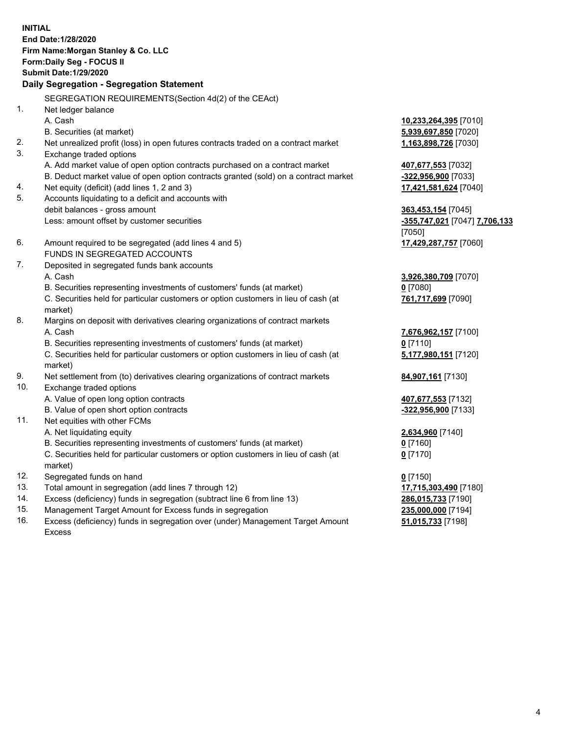**INITIAL**
**End Date:1/28/2020**
**Firm Name:Morgan Stanley & Co. LLC**
**Form:Daily Seg - FOCUS II**
**Submit Date:1/29/2020**

## Daily Segregation - Segregation Statement

SEGREGATION REQUIREMENTS(Section 4d(2) of the CEAct)

| | | |
|---|---|---|
| 1. | Net ledger balance | |
| | A. Cash | **10,233,264,395** [7010] |
| | B. Securities (at market) | **5,939,697,850** [7020] |
| 2. | Net unrealized profit (loss) in open futures contracts traded on a contract market | **1,163,898,726** [7030] |
| 3. | Exchange traded options | |
| | A. Add market value of open option contracts purchased on a contract market | **407,677,553** [7032] |
| | B. Deduct market value of open option contracts granted (sold) on a contract market | **-322,956,900** [7033] |
| 4. | Net equity (deficit) (add lines 1, 2 and 3) | **17,421,581,624** [7040] |
| 5. | Accounts liquidating to a deficit and accounts with debit balances - gross amount | **363,453,154** [7045] |
| | Less: amount offset by customer securities | **-355,747,021** [7047] **7,706,133** [7050] |
| 6. | Amount required to be segregated (add lines 4 and 5) | **17,429,287,757** [7060] |
| | FUNDS IN SEGREGATED ACCOUNTS | |
| 7. | Deposited in segregated funds bank accounts | |
| | A. Cash | **3,926,380,709** [7070] |
| | B. Securities representing investments of customers' funds (at market) | **0** [7080] |
| | C. Securities held for particular customers or option customers in lieu of cash (at market) | **761,717,699** [7090] |
| 8. | Margins on deposit with derivatives clearing organizations of contract markets | |
| | A. Cash | **7,676,962,157** [7100] |
| | B. Securities representing investments of customers' funds (at market) | **0** [7110] |
| | C. Securities held for particular customers or option customers in lieu of cash (at market) | **5,177,980,151** [7120] |
| 9. | Net settlement from (to) derivatives clearing organizations of contract markets | **84,907,161** [7130] |
| 10. | Exchange traded options | |
| | A. Value of open long option contracts | **407,677,553** [7132] |
| | B. Value of open short option contracts | **-322,956,900** [7133] |
| 11. | Net equities with other FCMs | |
| | A. Net liquidating equity | **2,634,960** [7140] |
| | B. Securities representing investments of customers' funds (at market) | **0** [7160] |
| | C. Securities held for particular customers or option customers in lieu of cash (at market) | **0** [7170] |
| 12. | Segregated funds on hand | **0** [7150] |
| 13. | Total amount in segregation (add lines 7 through 12) | **17,715,303,490** [7180] |
| 14. | Excess (deficiency) funds in segregation (subtract line 6 from line 13) | **286,015,733** [7190] |
| 15. | Management Target Amount for Excess funds in segregation | **235,000,000** [7194] |
| 16. | Excess (deficiency) funds in segregation over (under) Management Target Amount Excess | **51,015,733** [7198] |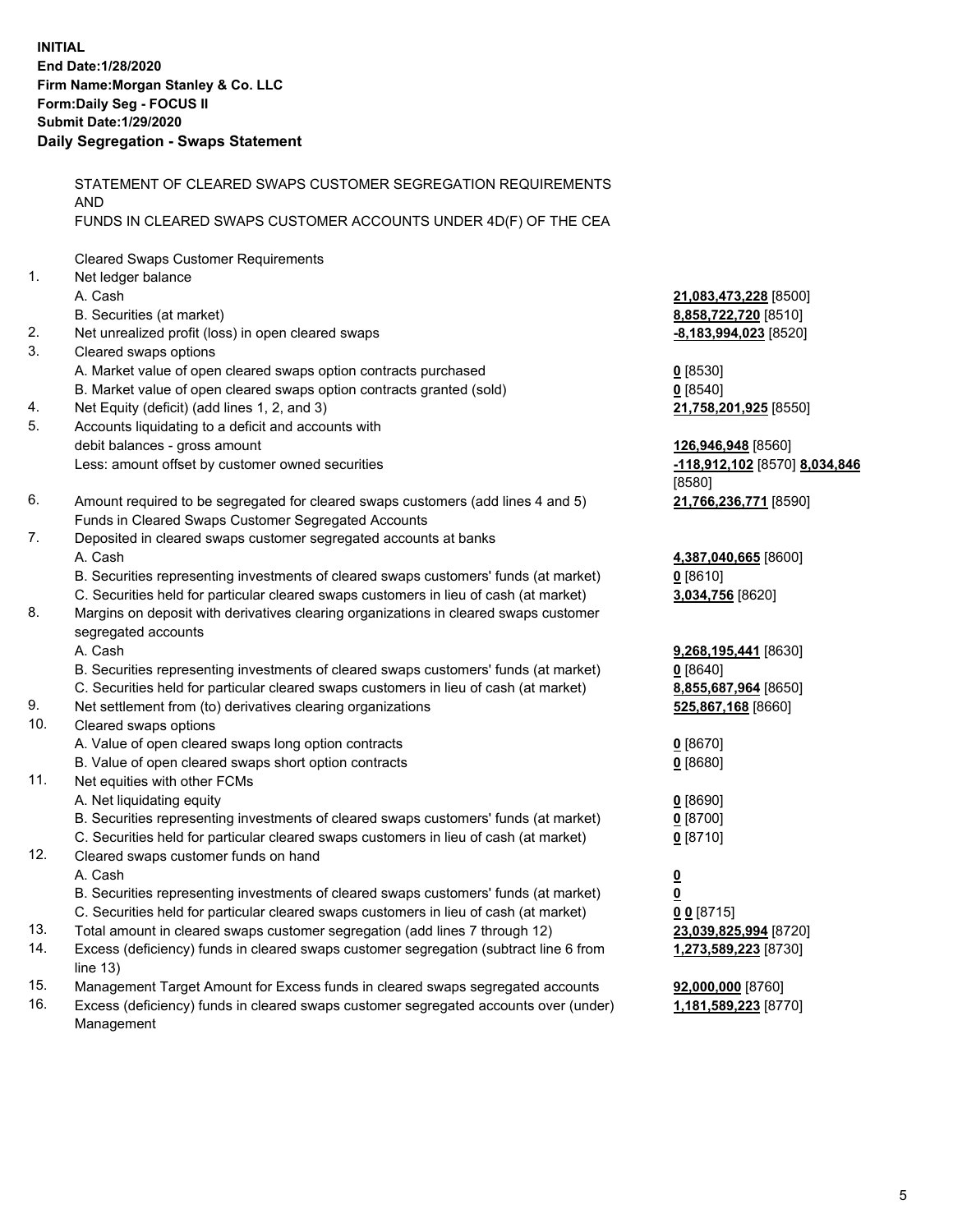**INITIAL**
**End Date:1/28/2020**
**Firm Name:Morgan Stanley & Co. LLC**
**Form:Daily Seg - FOCUS II**
**Submit Date:1/29/2020**
**Daily Segregation - Swaps Statement**

STATEMENT OF CLEARED SWAPS CUSTOMER SEGREGATION REQUIREMENTS AND FUNDS IN CLEARED SWAPS CUSTOMER ACCOUNTS UNDER 4D(F) OF THE CEA

| | | |
|---|---|---|
| | Cleared Swaps Customer Requirements | |
| 1. | Net ledger balance | |
| | A. Cash | **21,083,473,228** [8500] |
| | B. Securities (at market) | **8,858,722,720** [8510] |
| 2. | Net unrealized profit (loss) in open cleared swaps | **-8,183,994,023** [8520] |
| 3. | Cleared swaps options | |
| | A. Market value of open cleared swaps option contracts purchased | **0** [8530] |
| | B. Market value of open cleared swaps option contracts granted (sold) | **0** [8540] |
| 4. | Net Equity (deficit) (add lines 1, 2, and 3) | **21,758,201,925** [8550] |
| 5. | Accounts liquidating to a deficit and accounts with debit balances - gross amount | **126,946,948** [8560] |
| | Less: amount offset by customer owned securities | **-118,912,102** [8570] **8,034,846** [8580] |
| 6. | Amount required to be segregated for cleared swaps customers (add lines 4 and 5) | **21,766,236,771** [8590] |
| | Funds in Cleared Swaps Customer Segregated Accounts | |
| 7. | Deposited in cleared swaps customer segregated accounts at banks | |
| | A. Cash | **4,387,040,665** [8600] |
| | B. Securities representing investments of cleared swaps customers' funds (at market) | **0** [8610] |
| | C. Securities held for particular cleared swaps customers in lieu of cash (at market) | **3,034,756** [8620] |
| 8. | Margins on deposit with derivatives clearing organizations in cleared swaps customer segregated accounts | |
| | A. Cash | **9,268,195,441** [8630] |
| | B. Securities representing investments of cleared swaps customers' funds (at market) | **0** [8640] |
| | C. Securities held for particular cleared swaps customers in lieu of cash (at market) | **8,855,687,964** [8650] |
| 9. | Net settlement from (to) derivatives clearing organizations | **525,867,168** [8660] |
| 10. | Cleared swaps options | |
| | A. Value of open cleared swaps long option contracts | **0** [8670] |
| | B. Value of open cleared swaps short option contracts | **0** [8680] |
| 11. | Net equities with other FCMs | |
| | A. Net liquidating equity | **0** [8690] |
| | B. Securities representing investments of cleared swaps customers' funds (at market) | **0** [8700] |
| | C. Securities held for particular cleared swaps customers in lieu of cash (at market) | **0** [8710] |
| 12. | Cleared swaps customer funds on hand | |
| | A. Cash | **0** |
| | B. Securities representing investments of cleared swaps customers' funds (at market) | **0** |
| | C. Securities held for particular cleared swaps customers in lieu of cash (at market) | **0** **0** [8715] |
| 13. | Total amount in cleared swaps customer segregation (add lines 7 through 12) | **23,039,825,994** [8720] |
| 14. | Excess (deficiency) funds in cleared swaps customer segregation (subtract line 6 from line 13) | **1,273,589,223** [8730] |
| 15. | Management Target Amount for Excess funds in cleared swaps segregated accounts | **92,000,000** [8760] |
| 16. | Excess (deficiency) funds in cleared swaps customer segregated accounts over (under) Management | **1,181,589,223** [8770] |